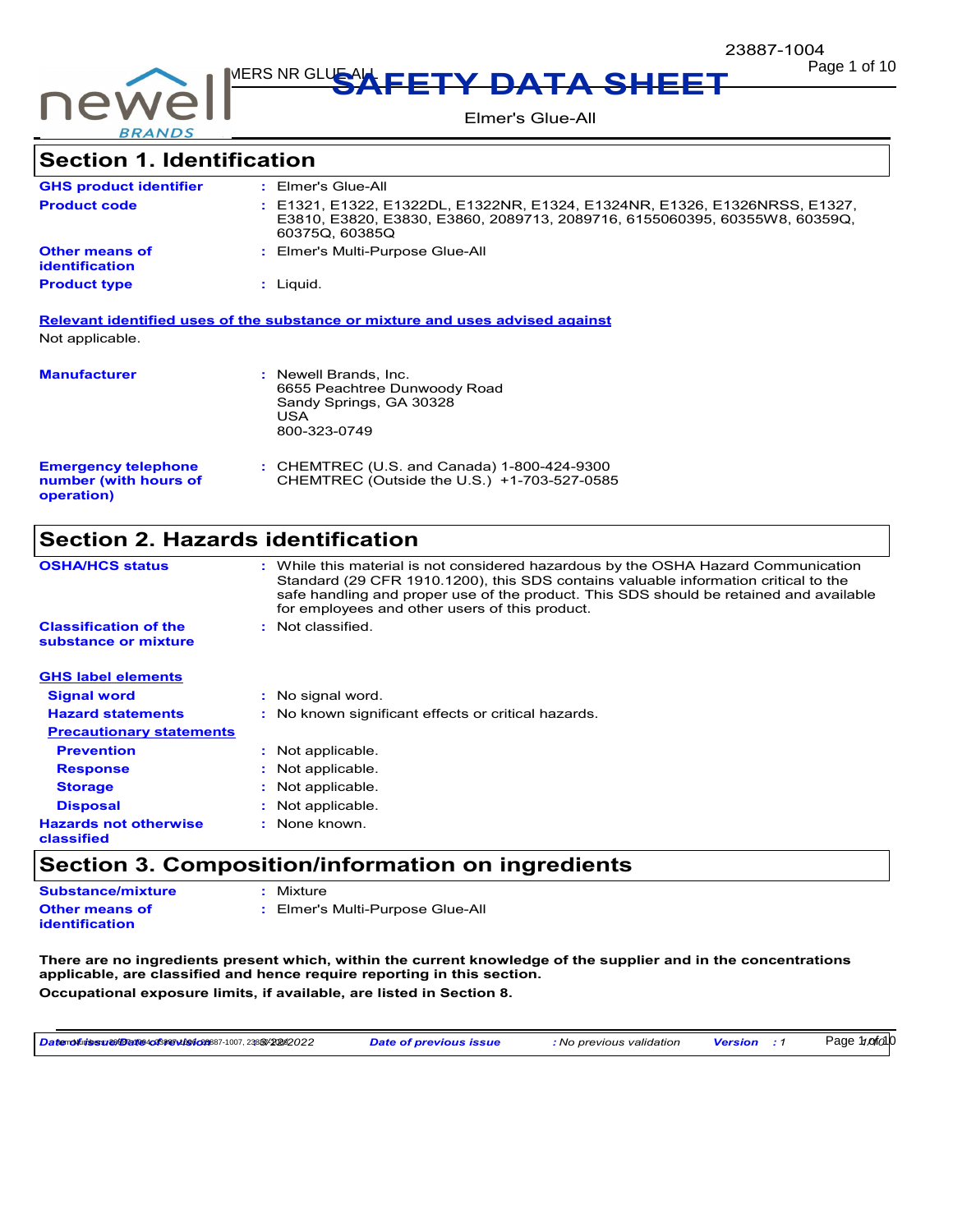# SAFETY DATA SHEET

Elmer's Glue-All

## Section 1. Identification

| | | |
|---|---|---|
| **GHS product identifier** | : | Elmer's Glue-All |
| **Product code** | : | E1321, E1322, E1322DL, E1322NR, E1324, E1324NR, E1326, E1326NRSS, E1327, E3810, E3820, E3830, E3860, 2089713, 2089716, 6155060395, 60355W8, 60359Q, 60375Q, 60385Q |
| **Other means of identification** | : | Elmer's Multi-Purpose Glue-All |
| **Product type** | : | Liquid. |

**Relevant identified uses of the substance or mixture and uses advised against**

Not applicable.

| | | |
|---|---|---|
| **Manufacturer** | : | Newell Brands, Inc.<br>6655 Peachtree Dunwoody Road<br>Sandy Springs, GA 30328<br>USA<br>800-323-0749 |
| **Emergency telephone number (with hours of operation)** | : | CHEMTREC (U.S. and Canada) 1-800-424-9300<br>CHEMTREC (Outside the U.S.) +1-703-527-0585 |

## Section 2. Hazards identification

| | | |
|---|---|---|
| **OSHA/HCS status** | : | While this material is not considered hazardous by the OSHA Hazard Communication Standard (29 CFR 1910.1200), this SDS contains valuable information critical to the safe handling and proper use of the product. This SDS should be retained and available for employees and other users of this product. |
| **Classification of the substance or mixture** | : | Not classified. |

**GHS label elements**

| | | |
|---|---|---|
| **Signal word** | : | No signal word. |
| **Hazard statements** | : | No known significant effects or critical hazards. |

**Precautionary statements**

| | | |
|---|---|---|
| **Prevention** | : | Not applicable. |
| **Response** | : | Not applicable. |
| **Storage** | : | Not applicable. |
| **Disposal** | : | Not applicable. |
| **Hazards not otherwise classified** | : | None known. |

## Section 3. Composition/information on ingredients

| | | |
|---|---|---|
| **Substance/mixture** | : | Mixture |
| **Other means of identification** | : | Elmer's Multi-Purpose Glue-All |

**There are no ingredients present which, within the current knowledge of the supplier and in the concentrations applicable, are classified and hence require reporting in this section.**

**Occupational exposure limits, if available, are listed in Section 8.**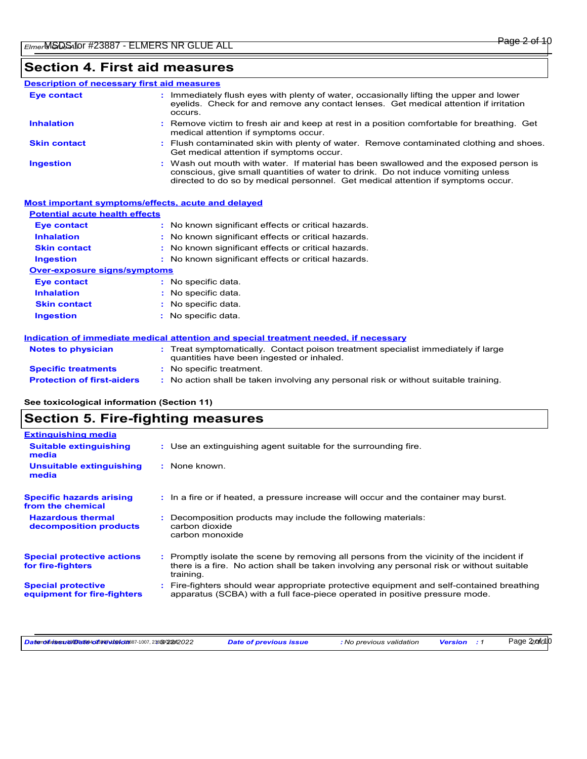## Section 4. First aid measures

### Description of necessary first aid measures

| | |
|---|---|
| **Eye contact** | Immediately flush eyes with plenty of water, occasionally lifting the upper and lower eyelids. Check for and remove any contact lenses. Get medical attention if irritation occurs. |
| **Inhalation** | Remove victim to fresh air and keep at rest in a position comfortable for breathing. Get medical attention if symptoms occur. |
| **Skin contact** | Flush contaminated skin with plenty of water. Remove contaminated clothing and shoes. Get medical attention if symptoms occur. |
| **Ingestion** | Wash out mouth with water. If material has been swallowed and the exposed person is conscious, give small quantities of water to drink. Do not induce vomiting unless directed to do so by medical personnel. Get medical attention if symptoms occur. |

### Most important symptoms/effects, acute and delayed

**Potential acute health effects**

| | |
|---|---|
| **Eye contact** | No known significant effects or critical hazards. |
| **Inhalation** | No known significant effects or critical hazards. |
| **Skin contact** | No known significant effects or critical hazards. |
| **Ingestion** | No known significant effects or critical hazards. |

**Over-exposure signs/symptoms**

| | |
|---|---|
| **Eye contact** | No specific data. |
| **Inhalation** | No specific data. |
| **Skin contact** | No specific data. |
| **Ingestion** | No specific data. |

### Indication of immediate medical attention and special treatment needed, if necessary

| | |
|---|---|
| **Notes to physician** | Treat symptomatically. Contact poison treatment specialist immediately if large quantities have been ingested or inhaled. |
| **Specific treatments** | No specific treatment. |
| **Protection of first-aiders** | No action shall be taken involving any personal risk or without suitable training. |

**See toxicological information (Section 11)**

## Section 5. Fire-fighting measures

### Extinguishing media

| | |
|---|---|
| **Suitable extinguishing media** | Use an extinguishing agent suitable for the surrounding fire. |
| **Unsuitable extinguishing media** | None known. |

| | |
|---|---|
| **Specific hazards arising from the chemical** | In a fire or if heated, a pressure increase will occur and the container may burst. |
| **Hazardous thermal decomposition products** | Decomposition products may include the following materials:<br>carbon dioxide<br>carbon monoxide |
| **Special protective actions for fire-fighters** | Promptly isolate the scene by removing all persons from the vicinity of the incident if there is a fire. No action shall be taken involving any personal risk or without suitable training. |
| **Special protective equipment for fire-fighters** | Fire-fighters should wear appropriate protective equipment and self-contained breathing apparatus (SCBA) with a full face-piece operated in positive pressure mode. |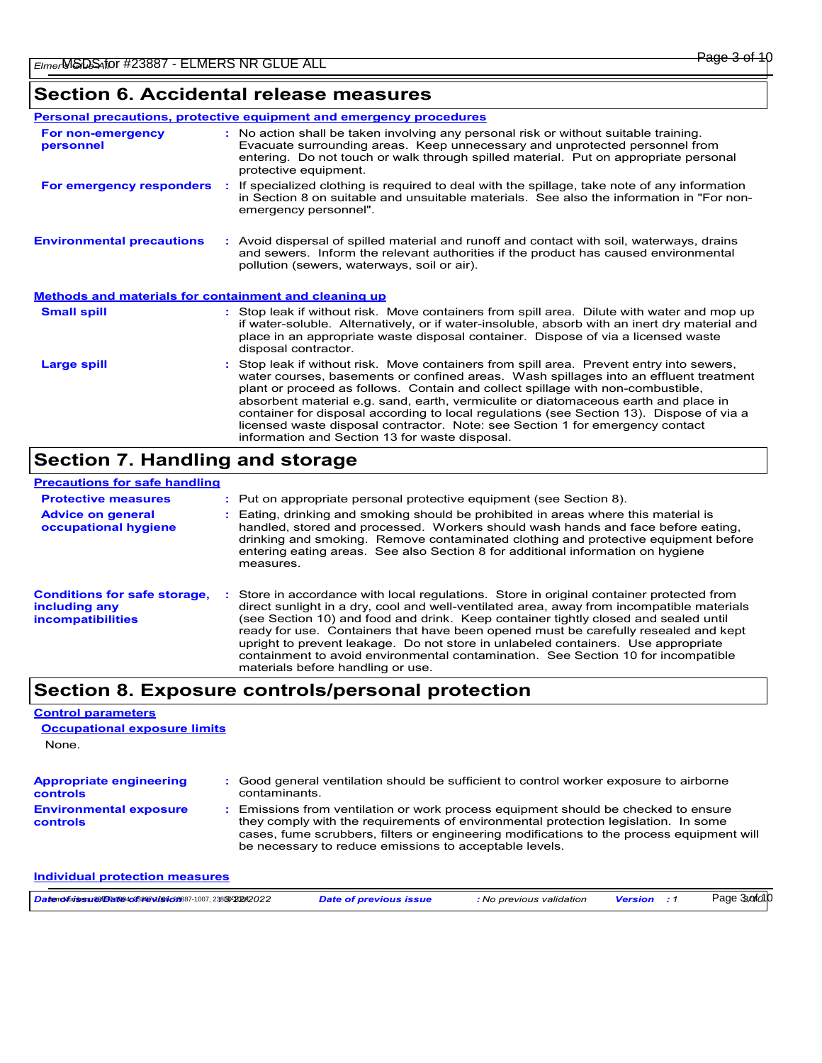## Section 6. Accidental release measures

### Personal precautions, protective equipment and emergency procedures

**For non-emergency personnel** : No action shall be taken involving any personal risk or without suitable training. Evacuate surrounding areas. Keep unnecessary and unprotected personnel from entering. Do not touch or walk through spilled material. Put on appropriate personal protective equipment.

**For emergency responders** : If specialized clothing is required to deal with the spillage, take note of any information in Section 8 on suitable and unsuitable materials. See also the information in "For non-emergency personnel".

**Environmental precautions** : Avoid dispersal of spilled material and runoff and contact with soil, waterways, drains and sewers. Inform the relevant authorities if the product has caused environmental pollution (sewers, waterways, soil or air).

### Methods and materials for containment and cleaning up

**Small spill** : Stop leak if without risk. Move containers from spill area. Dilute with water and mop up if water-soluble. Alternatively, or if water-insoluble, absorb with an inert dry material and place in an appropriate waste disposal container. Dispose of via a licensed waste disposal contractor.

**Large spill** : Stop leak if without risk. Move containers from spill area. Prevent entry into sewers, water courses, basements or confined areas. Wash spillages into an effluent treatment plant or proceed as follows. Contain and collect spillage with non-combustible, absorbent material e.g. sand, earth, vermiculite or diatomaceous earth and place in container for disposal according to local regulations (see Section 13). Dispose of via a licensed waste disposal contractor. Note: see Section 1 for emergency contact information and Section 13 for waste disposal.

## Section 7. Handling and storage

### Precautions for safe handling

**Protective measures** : Put on appropriate personal protective equipment (see Section 8).

**Advice on general occupational hygiene** : Eating, drinking and smoking should be prohibited in areas where this material is handled, stored and processed. Workers should wash hands and face before eating, drinking and smoking. Remove contaminated clothing and protective equipment before entering eating areas. See also Section 8 for additional information on hygiene measures.

**Conditions for safe storage, including any incompatibilities** : Store in accordance with local regulations. Store in original container protected from direct sunlight in a dry, cool and well-ventilated area, away from incompatible materials (see Section 10) and food and drink. Keep container tightly closed and sealed until ready for use. Containers that have been opened must be carefully resealed and kept upright to prevent leakage. Do not store in unlabeled containers. Use appropriate containment to avoid environmental contamination. See Section 10 for incompatible materials before handling or use.

## Section 8. Exposure controls/personal protection

### Control parameters

#### Occupational exposure limits

None.

**Appropriate engineering controls** : Good general ventilation should be sufficient to control worker exposure to airborne contaminants.

**Environmental exposure controls** : Emissions from ventilation or work process equipment should be checked to ensure they comply with the requirements of environmental protection legislation. In some cases, fume scrubbers, filters or engineering modifications to the process equipment will be necessary to reduce emissions to acceptable levels.

### Individual protection measures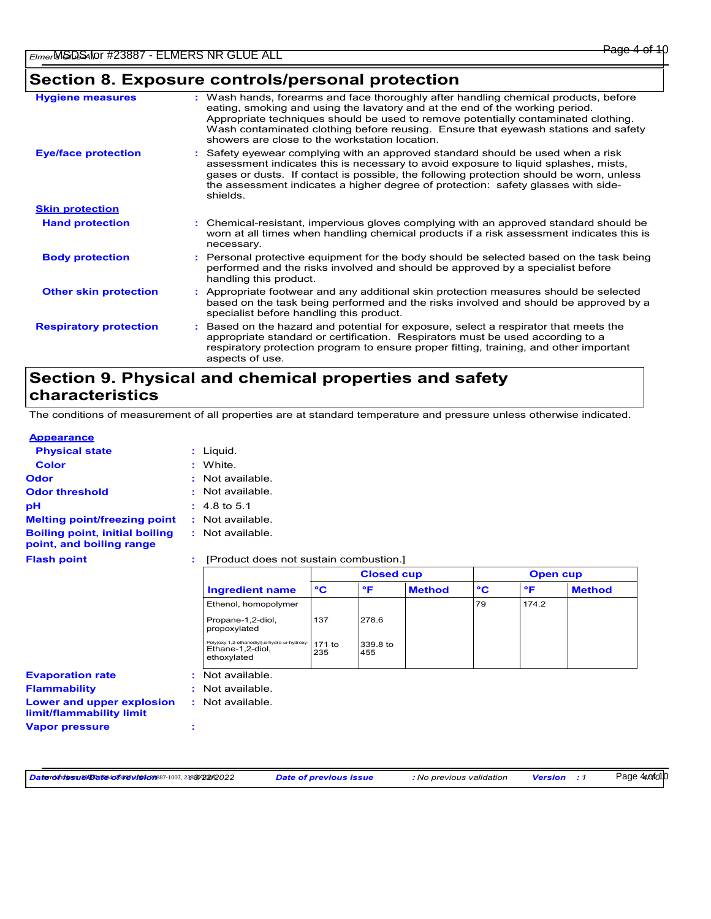## Section 8. Exposure controls/personal protection

**Hygiene measures** : Wash hands, forearms and face thoroughly after handling chemical products, before eating, smoking and using the lavatory and at the end of the working period. Appropriate techniques should be used to remove potentially contaminated clothing. Wash contaminated clothing before reusing. Ensure that eyewash stations and safety showers are close to the workstation location.

**Eye/face protection** : Safety eyewear complying with an approved standard should be used when a risk assessment indicates this is necessary to avoid exposure to liquid splashes, mists, gases or dusts. If contact is possible, the following protection should be worn, unless the assessment indicates a higher degree of protection: safety glasses with side-shields.

**Skin protection**

**Hand protection** : Chemical-resistant, impervious gloves complying with an approved standard should be worn at all times when handling chemical products if a risk assessment indicates this is necessary.

**Body protection** : Personal protective equipment for the body should be selected based on the task being performed and the risks involved and should be approved by a specialist before handling this product.

**Other skin protection** : Appropriate footwear and any additional skin protection measures should be selected based on the task being performed and the risks involved and should be approved by a specialist before handling this product.

**Respiratory protection** : Based on the hazard and potential for exposure, select a respirator that meets the appropriate standard or certification. Respirators must be used according to a respiratory protection program to ensure proper fitting, training, and other important aspects of use.

## Section 9. Physical and chemical properties and safety characteristics

The conditions of measurement of all properties are at standard temperature and pressure unless otherwise indicated.

**Appearance**

**Physical state** : Liquid.

**Color** : White.

**Odor** : Not available.

**Odor threshold** : Not available.

**pH** : 4.8 to 5.1

**Melting point/freezing point** : Not available.

**Boiling point, initial boiling point, and boiling range** : Not available.

**Flash point** : [Product does not sustain combustion.]

| | Closed cup | | | Open cup | | |
|---|---|---|---|---|---|---|
| **Ingredient name** | **°C** | **°F** | **Method** | **°C** | **°F** | **Method** |
| Ethenol, homopolymer | | | | 79 | 174.2 | |
| Propane-1,2-diol, propoxylated | 137 | 278.6 | | | | |
| Poly(oxy-1,2-ethanediyl),α-hydro-ω-hydroxy-Ethane-1,2-diol, ethoxylated | 171 to 235 | 339.8 to 455 | | | | |

**Evaporation rate** : Not available.

**Flammability** : Not available.

**Lower and upper explosion limit/flammability limit** : Not available.

**Vapor pressure** :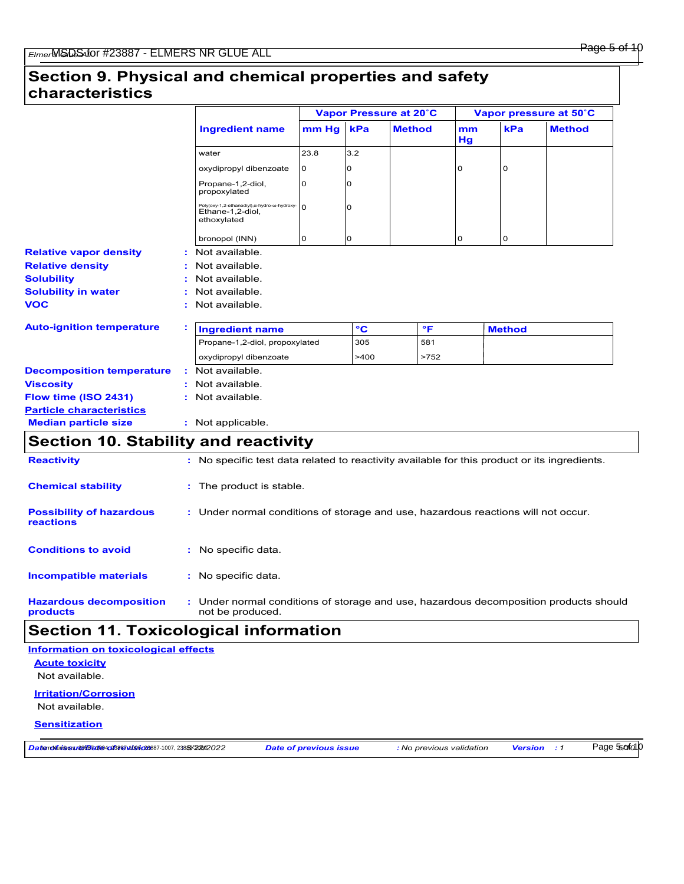# Section 9. Physical and chemical properties and safety characteristics

| Ingredient name | Vapor Pressure at 20˚C | | | Vapor pressure at 50˚C | | |
|---|---|---|---|---|---|---|
| | mm Hg | kPa | Method | mm Hg | kPa | Method |
| water | 23.8 | 3.2 | | | | |
| oxydipropyl dibenzoate | 0 | 0 | | 0 | 0 | |
| Propane-1,2-diol, propoxylated | 0 | 0 | | | | |
| Poly(oxy-1,2-ethanediyl),α-hydro-ω-hydroxy-Ethane-1,2-diol, ethoxylated | 0 | 0 | | | | |
| bronopol (INN) | 0 | 0 | | 0 | 0 | |

**Relative vapor density** : Not available.

**Relative density** : Not available.

**Solubility** : Not available.

**Solubility in water** : Not available.

**VOC** : Not available.

**Auto-ignition temperature** :

| Ingredient name | °C | °F | Method |
|---|---|---|---|
| Propane-1,2-diol, propoxylated | 305 | 581 | |
| oxydipropyl dibenzoate | >400 | >752 | |

**Decomposition temperature** : Not available.

**Viscosity** : Not available.

**Flow time (ISO 2431)** : Not available.

**Particle characteristics**

**Median particle size** : Not applicable.

# Section 10. Stability and reactivity

**Reactivity** : No specific test data related to reactivity available for this product or its ingredients.

**Chemical stability** : The product is stable.

**Possibility of hazardous reactions** : Under normal conditions of storage and use, hazardous reactions will not occur.

**Conditions to avoid** : No specific data.

**Incompatible materials** : No specific data.

**Hazardous decomposition products** : Under normal conditions of storage and use, hazardous decomposition products should not be produced.

# Section 11. Toxicological information

**Information on toxicological effects**

**Acute toxicity**

Not available.

**Irritation/Corrosion**

Not available.

**Sensitization**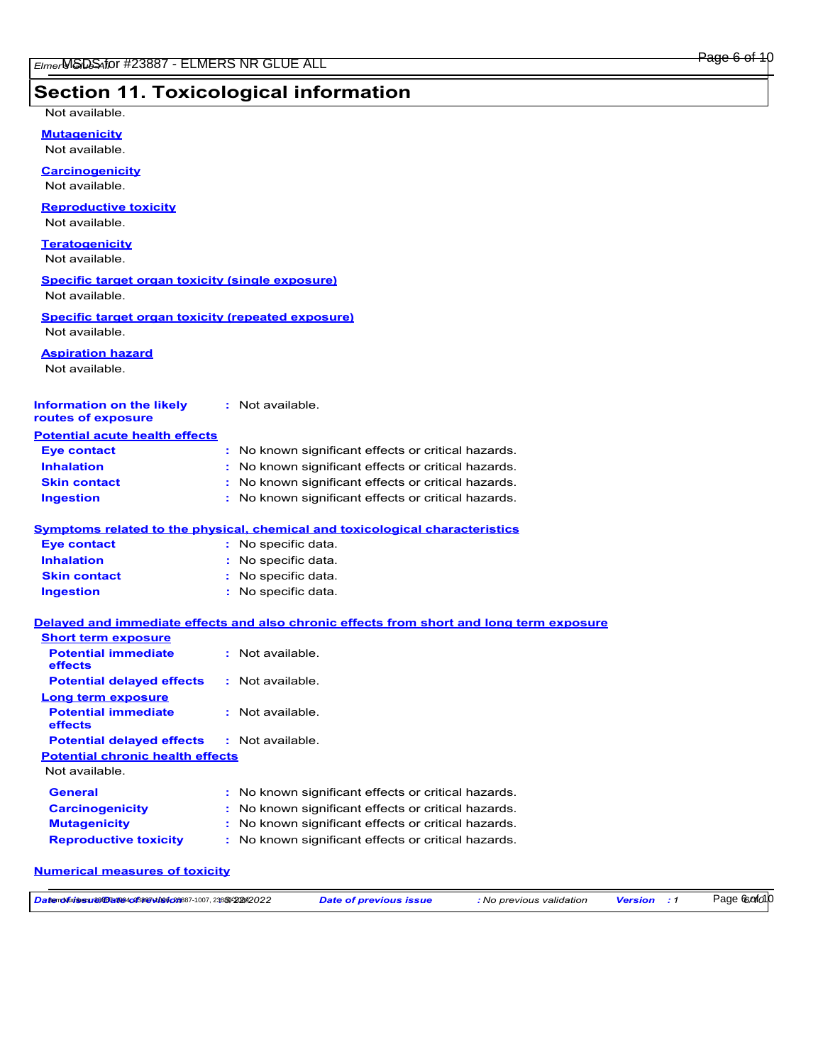## Section 11. Toxicological information

Not available.

**Mutagenicity**

Not available.

**Carcinogenicity**

Not available.

**Reproductive toxicity**

Not available.

**Teratogenicity**

Not available.

**Specific target organ toxicity (single exposure)**

Not available.

**Specific target organ toxicity (repeated exposure)**

Not available.

**Aspiration hazard**

Not available.

**Information on the likely routes of exposure** : Not available.

**Potential acute health effects**

| | |
|---|---|
| **Eye contact** | : No known significant effects or critical hazards. |
| **Inhalation** | : No known significant effects or critical hazards. |
| **Skin contact** | : No known significant effects or critical hazards. |
| **Ingestion** | : No known significant effects or critical hazards. |

**Symptoms related to the physical, chemical and toxicological characteristics**

| | |
|---|---|
| **Eye contact** | : No specific data. |
| **Inhalation** | : No specific data. |
| **Skin contact** | : No specific data. |
| **Ingestion** | : No specific data. |

**Delayed and immediate effects and also chronic effects from short and long term exposure**

**Short term exposure**

| | |
|---|---|
| **Potential immediate effects** | : Not available. |
| **Potential delayed effects** | : Not available. |

**Long term exposure**

| | |
|---|---|
| **Potential immediate effects** | : Not available. |
| **Potential delayed effects** | : Not available. |

**Potential chronic health effects**

Not available.

| | |
|---|---|
| **General** | : No known significant effects or critical hazards. |
| **Carcinogenicity** | : No known significant effects or critical hazards. |
| **Mutagenicity** | : No known significant effects or critical hazards. |
| **Reproductive toxicity** | : No known significant effects or critical hazards. |

**Numerical measures of toxicity**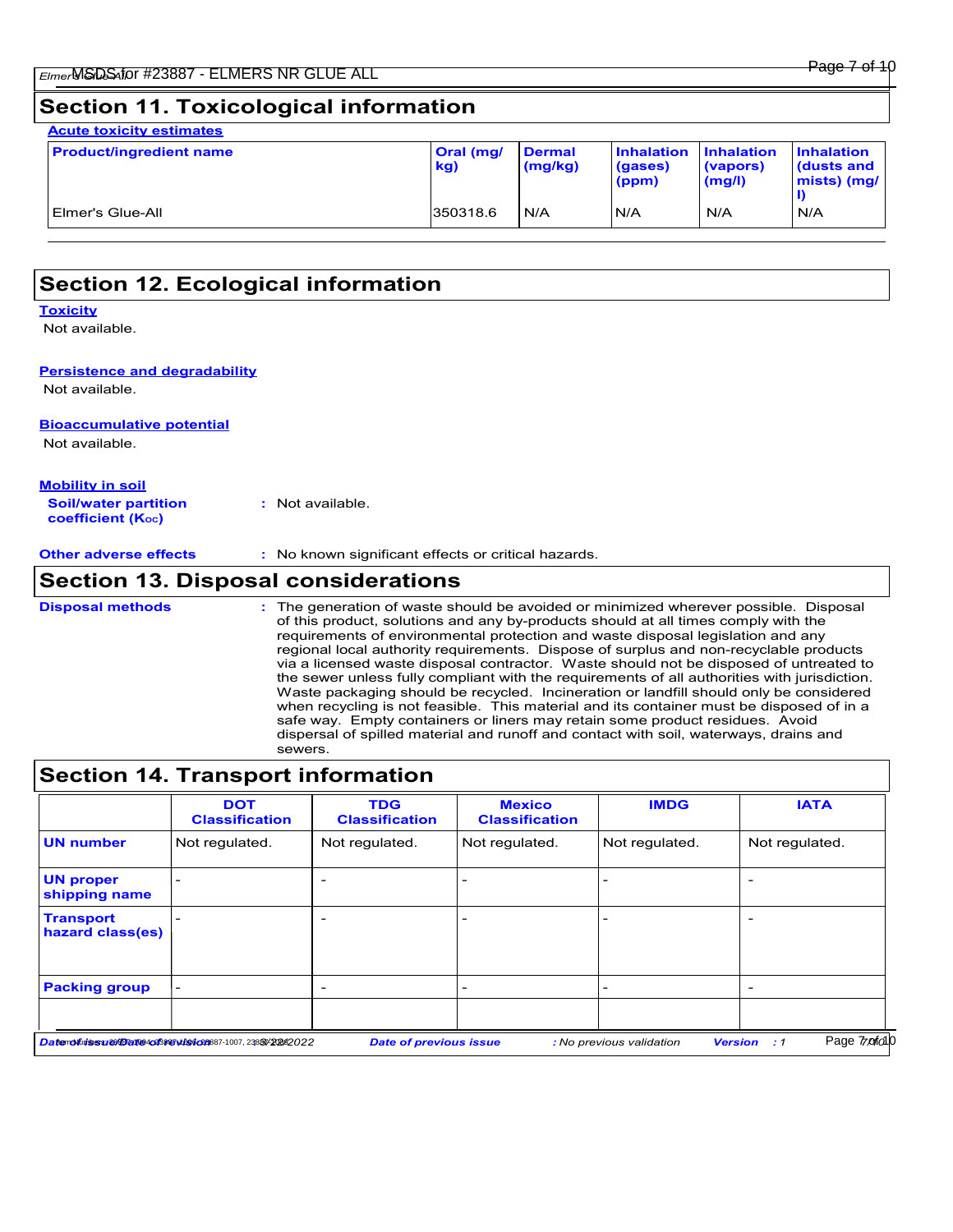## Section 11. Toxicological information

**Acute toxicity estimates**

| Product/ingredient name | Oral (mg/kg) | Dermal (mg/kg) | Inhalation (gases) (ppm) | Inhalation (vapors) (mg/l) | Inhalation (dusts and mists) (mg/l) |
|---|---|---|---|---|---|
| Elmer's Glue-All | 350318.6 | N/A | N/A | N/A | N/A |

## Section 12. Ecological information

**Toxicity**

Not available.

**Persistence and degradability**

Not available.

**Bioaccumulative potential**

Not available.

**Mobility in soil**

**Soil/water partition coefficient ($K_{OC}$)** : Not available.

**Other adverse effects** : No known significant effects or critical hazards.

## Section 13. Disposal considerations

**Disposal methods** : The generation of waste should be avoided or minimized wherever possible. Disposal of this product, solutions and any by-products should at all times comply with the requirements of environmental protection and waste disposal legislation and any regional local authority requirements. Dispose of surplus and non-recyclable products via a licensed waste disposal contractor. Waste should not be disposed of untreated to the sewer unless fully compliant with the requirements of all authorities with jurisdiction. Waste packaging should be recycled. Incineration or landfill should only be considered when recycling is not feasible. This material and its container must be disposed of in a safe way. Empty containers or liners may retain some product residues. Avoid dispersal of spilled material and runoff and contact with soil, waterways, drains and sewers.

## Section 14. Transport information

| | DOT Classification | TDG Classification | Mexico Classification | IMDG | IATA |
|---|---|---|---|---|---|
| **UN number** | Not regulated. | Not regulated. | Not regulated. | Not regulated. | Not regulated. |
| **UN proper shipping name** | - | - | - | - | - |
| **Transport hazard class(es)** | - | - | - | - | - |
| **Packing group** | - | - | - | - | - |
| | | | | | |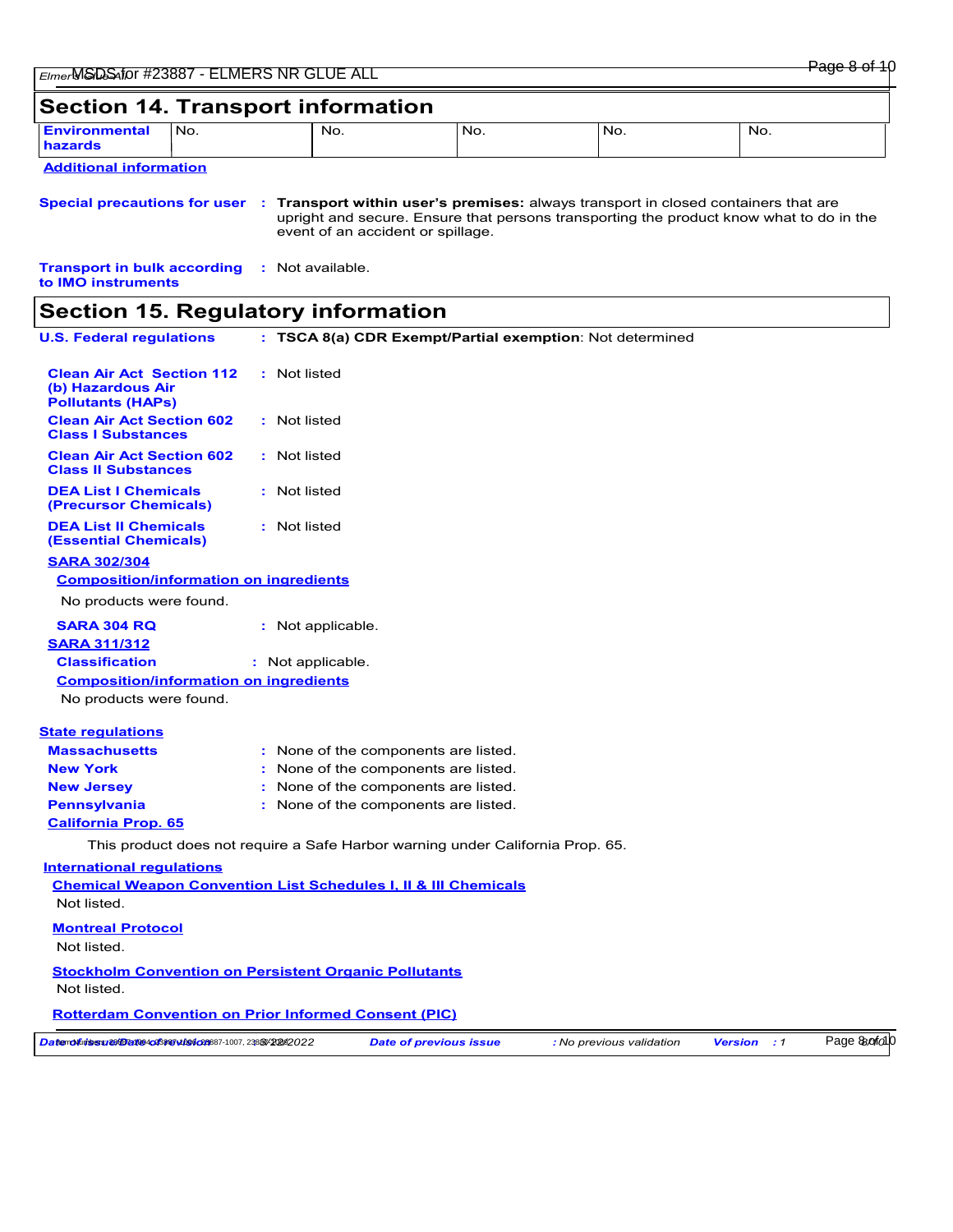## Section 14. Transport information

| Environmental hazards | No. | No. | No. | No. | No. |
|---|---|---|---|---|---|

**Additional information**

**Special precautions for user** : **Transport within user's premises:** always transport in closed containers that are upright and secure. Ensure that persons transporting the product know what to do in the event of an accident or spillage.

**Transport in bulk according to IMO instruments** : Not available.

## Section 15. Regulatory information

**U.S. Federal regulations** : **TSCA 8(a) CDR Exempt/Partial exemption**: Not determined

**Clean Air Act Section 112 (b) Hazardous Air Pollutants (HAPs)** : Not listed

**Clean Air Act Section 602 Class I Substances** : Not listed

**Clean Air Act Section 602 Class II Substances** : Not listed

**DEA List I Chemicals (Precursor Chemicals)** : Not listed

**DEA List II Chemicals (Essential Chemicals)** : Not listed

**SARA 302/304**

**Composition/information on ingredients**

No products were found.

**SARA 304 RQ** : Not applicable.

**SARA 311/312**

**Classification** : Not applicable.

**Composition/information on ingredients**

No products were found.

**State regulations**

**Massachusetts** : None of the components are listed.

**New York** : None of the components are listed.

**New Jersey** : None of the components are listed.

**Pennsylvania** : None of the components are listed.

**California Prop. 65**

This product does not require a Safe Harbor warning under California Prop. 65.

**International regulations**

**Chemical Weapon Convention List Schedules I, II & III Chemicals**

Not listed.

**Montreal Protocol**

Not listed.

**Stockholm Convention on Persistent Organic Pollutants**

Not listed.

**Rotterdam Convention on Prior Informed Consent (PIC)**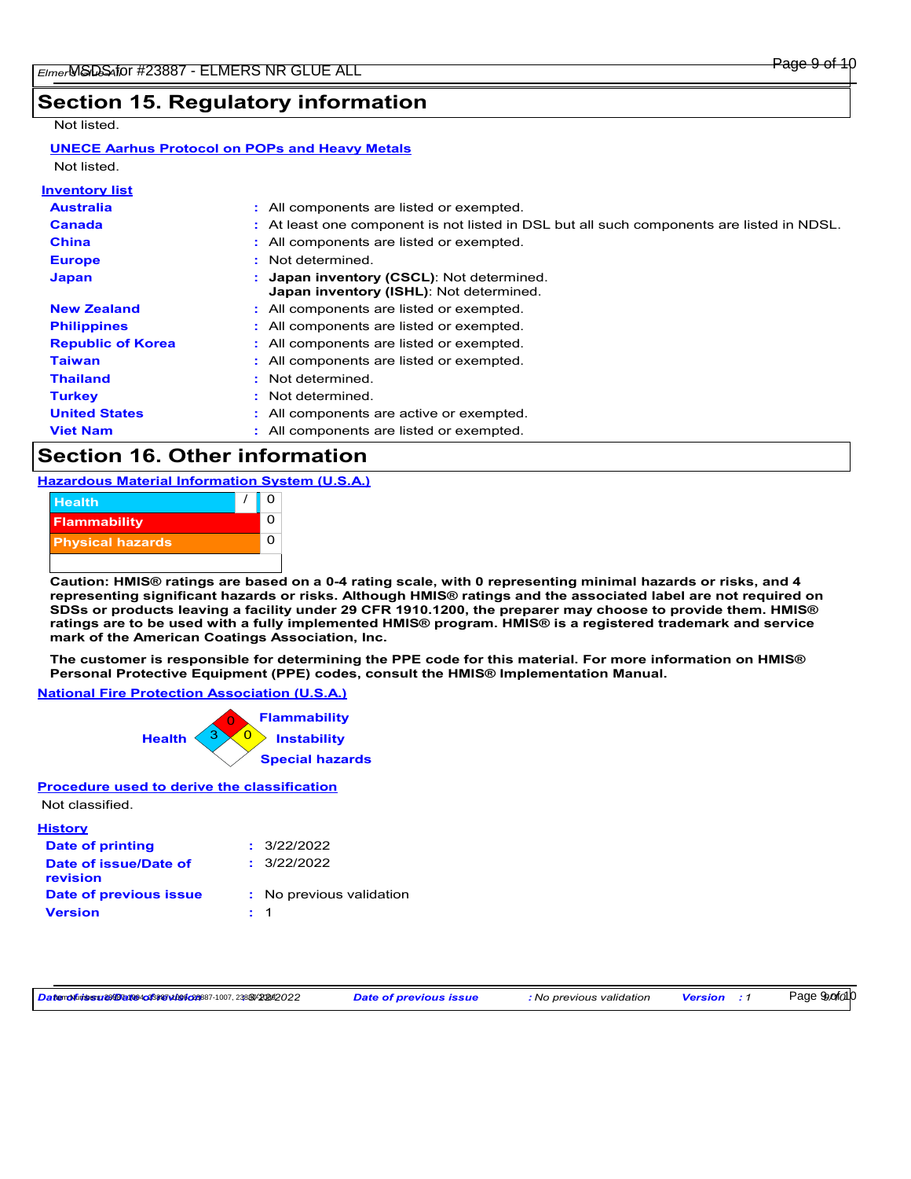## Section 15. Regulatory information

Not listed.

**UNECE Aarhus Protocol on POPs and Heavy Metals**

Not listed.

**Inventory list**

| | |
|---|---|
| **Australia** | : All components are listed or exempted. |
| **Canada** | : At least one component is not listed in DSL but all such components are listed in NDSL. |
| **China** | : All components are listed or exempted. |
| **Europe** | : Not determined. |
| **Japan** | : **Japan inventory (CSCL)**: Not determined. **Japan inventory (ISHL)**: Not determined. |
| **New Zealand** | : All components are listed or exempted. |
| **Philippines** | : All components are listed or exempted. |
| **Republic of Korea** | : All components are listed or exempted. |
| **Taiwan** | : All components are listed or exempted. |
| **Thailand** | : Not determined. |
| **Turkey** | : Not determined. |
| **United States** | : All components are active or exempted. |
| **Viet Nam** | : All components are listed or exempted. |

## Section 16. Other information

**Hazardous Material Information System (U.S.A.)**

| | | |
|---|---|---|
| Health | / | 0 |
| Flammability | | 0 |
| Physical hazards | | 0 |

**Caution: HMIS® ratings are based on a 0-4 rating scale, with 0 representing minimal hazards or risks, and 4 representing significant hazards or risks. Although HMIS® ratings and the associated label are not required on SDSs or products leaving a facility under 29 CFR 1910.1200, the preparer may choose to provide them. HMIS® ratings are to be used with a fully implemented HMIS® program. HMIS® is a registered trademark and service mark of the American Coatings Association, Inc.**

**The customer is responsible for determining the PPE code for this material. For more information on HMIS® Personal Protective Equipment (PPE) codes, consult the HMIS® Implementation Manual.**

**National Fire Protection Association (U.S.A.)**

| | |
|---|---|
| Flammability | 0 |
| Health | 3 |
| Instability | 0 |
| Special hazards | |

**Procedure used to derive the classification**

Not classified.

**History**

| | |
|---|---|
| **Date of printing** | : 3/22/2022 |
| **Date of issue/Date of revision** | : 3/22/2022 |
| **Date of previous issue** | : No previous validation |
| **Version** | : 1 |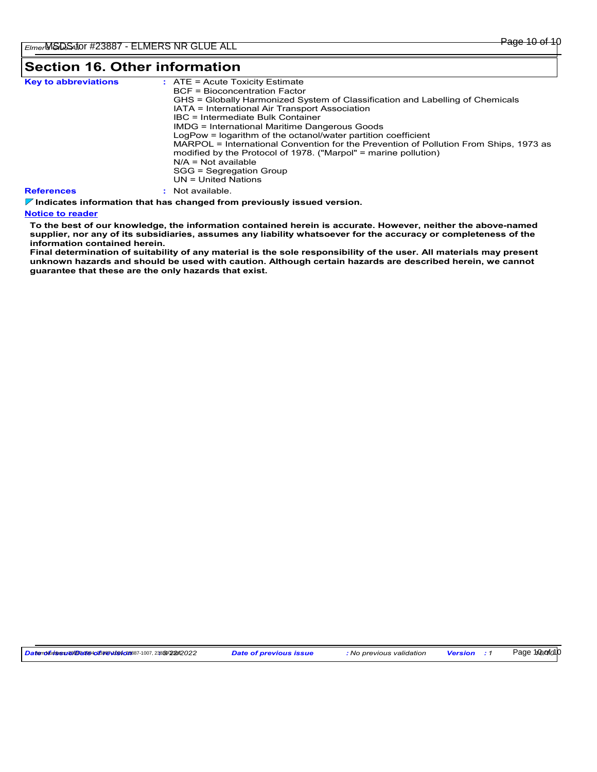## Section 16. Other information

**Key to abbreviations** : ATE = Acute Toxicity Estimate
BCF = Bioconcentration Factor
GHS = Globally Harmonized System of Classification and Labelling of Chemicals
IATA = International Air Transport Association
IBC = Intermediate Bulk Container
IMDG = International Maritime Dangerous Goods
LogPow = logarithm of the octanol/water partition coefficient
MARPOL = International Convention for the Prevention of Pollution From Ships, 1973 as modified by the Protocol of 1978. ("Marpol" = marine pollution)
N/A = Not available
SGG = Segregation Group
UN = United Nations

**References** : Not available.

**Indicates information that has changed from previously issued version.**

**Notice to reader**

**To the best of our knowledge, the information contained herein is accurate. However, neither the above-named supplier, nor any of its subsidiaries, assumes any liability whatsoever for the accuracy or completeness of the information contained herein.**
**Final determination of suitability of any material is the sole responsibility of the user. All materials may present unknown hazards and should be used with caution. Although certain hazards are described herein, we cannot guarantee that these are the only hazards that exist.**